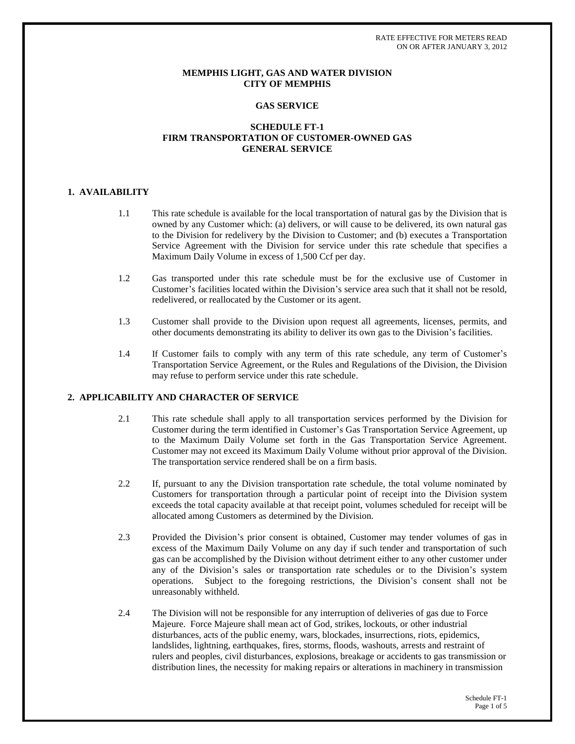RATE EFFECTIVE FOR METERS READ
ON OR AFTER JANUARY 3, 2012

**MEMPHIS LIGHT, GAS AND WATER DIVISION**
**CITY OF MEMPHIS**

**GAS SERVICE**

**SCHEDULE FT-1**
**FIRM TRANSPORTATION OF CUSTOMER-OWNED GAS**
**GENERAL SERVICE**

## 1. AVAILABILITY

1.1 This rate schedule is available for the local transportation of natural gas by the Division that is owned by any Customer which: (a) delivers, or will cause to be delivered, its own natural gas to the Division for redelivery by the Division to Customer; and (b) executes a Transportation Service Agreement with the Division for service under this rate schedule that specifies a Maximum Daily Volume in excess of 1,500 Ccf per day.

1.2 Gas transported under this rate schedule must be for the exclusive use of Customer in Customer's facilities located within the Division's service area such that it shall not be resold, redelivered, or reallocated by the Customer or its agent.

1.3 Customer shall provide to the Division upon request all agreements, licenses, permits, and other documents demonstrating its ability to deliver its own gas to the Division's facilities.

1.4 If Customer fails to comply with any term of this rate schedule, any term of Customer's Transportation Service Agreement, or the Rules and Regulations of the Division, the Division may refuse to perform service under this rate schedule.

## 2. APPLICABILITY AND CHARACTER OF SERVICE

2.1 This rate schedule shall apply to all transportation services performed by the Division for Customer during the term identified in Customer's Gas Transportation Service Agreement, up to the Maximum Daily Volume set forth in the Gas Transportation Service Agreement. Customer may not exceed its Maximum Daily Volume without prior approval of the Division. The transportation service rendered shall be on a firm basis.

2.2 If, pursuant to any the Division transportation rate schedule, the total volume nominated by Customers for transportation through a particular point of receipt into the Division system exceeds the total capacity available at that receipt point, volumes scheduled for receipt will be allocated among Customers as determined by the Division.

2.3 Provided the Division's prior consent is obtained, Customer may tender volumes of gas in excess of the Maximum Daily Volume on any day if such tender and transportation of such gas can be accomplished by the Division without detriment either to any other customer under any of the Division's sales or transportation rate schedules or to the Division's system operations. Subject to the foregoing restrictions, the Division's consent shall not be unreasonably withheld.

2.4 The Division will not be responsible for any interruption of deliveries of gas due to Force Majeure. Force Majeure shall mean act of God, strikes, lockouts, or other industrial disturbances, acts of the public enemy, wars, blockades, insurrections, riots, epidemics, landslides, lightning, earthquakes, fires, storms, floods, washouts, arrests and restraint of rulers and peoples, civil disturbances, explosions, breakage or accidents to gas transmission or distribution lines, the necessity for making repairs or alterations in machinery in transmission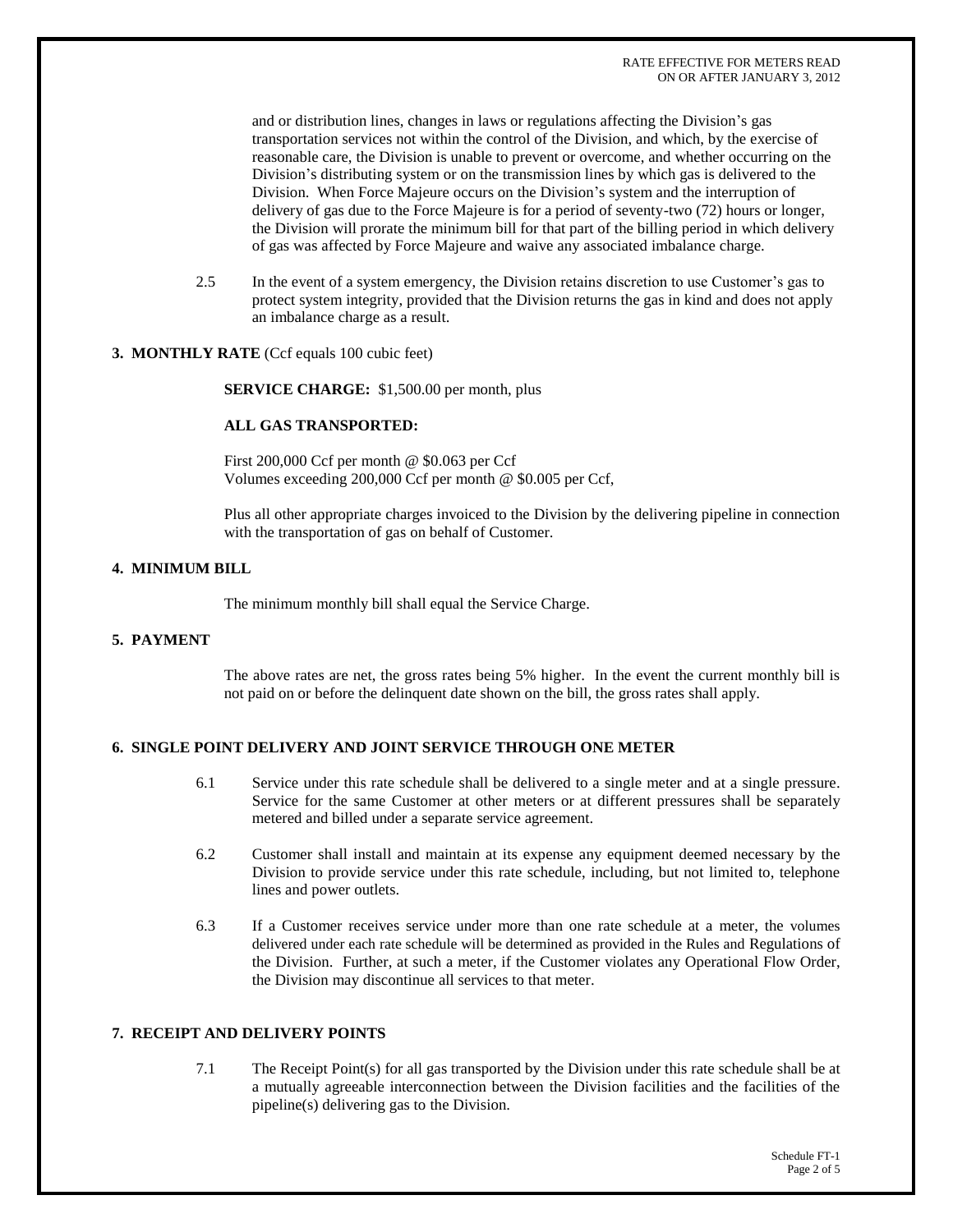and or distribution lines, changes in laws or regulations affecting the Division's gas transportation services not within the control of the Division, and which, by the exercise of reasonable care, the Division is unable to prevent or overcome, and whether occurring on the Division's distributing system or on the transmission lines by which gas is delivered to the Division. When Force Majeure occurs on the Division's system and the interruption of delivery of gas due to the Force Majeure is for a period of seventy-two (72) hours or longer, the Division will prorate the minimum bill for that part of the billing period in which delivery of gas was affected by Force Majeure and waive any associated imbalance charge.

2.5 In the event of a system emergency, the Division retains discretion to use Customer's gas to protect system integrity, provided that the Division returns the gas in kind and does not apply an imbalance charge as a result.

**3. MONTHLY RATE** (Ccf equals 100 cubic feet)

**SERVICE CHARGE:** $1,500.00 per month, plus

**ALL GAS TRANSPORTED:**

First 200,000 Ccf per month @ $0.063 per Ccf
Volumes exceeding 200,000 Ccf per month @ $0.005 per Ccf,

Plus all other appropriate charges invoiced to the Division by the delivering pipeline in connection with the transportation of gas on behalf of Customer.

**4. MINIMUM BILL**

The minimum monthly bill shall equal the Service Charge.

**5. PAYMENT**

The above rates are net, the gross rates being 5% higher. In the event the current monthly bill is not paid on or before the delinquent date shown on the bill, the gross rates shall apply.

**6. SINGLE POINT DELIVERY AND JOINT SERVICE THROUGH ONE METER**

6.1 Service under this rate schedule shall be delivered to a single meter and at a single pressure. Service for the same Customer at other meters or at different pressures shall be separately metered and billed under a separate service agreement.

6.2 Customer shall install and maintain at its expense any equipment deemed necessary by the Division to provide service under this rate schedule, including, but not limited to, telephone lines and power outlets.

6.3 If a Customer receives service under more than one rate schedule at a meter, the volumes delivered under each rate schedule will be determined as provided in the Rules and Regulations of the Division. Further, at such a meter, if the Customer violates any Operational Flow Order, the Division may discontinue all services to that meter.

**7. RECEIPT AND DELIVERY POINTS**

7.1 The Receipt Point(s) for all gas transported by the Division under this rate schedule shall be at a mutually agreeable interconnection between the Division facilities and the facilities of the pipeline(s) delivering gas to the Division.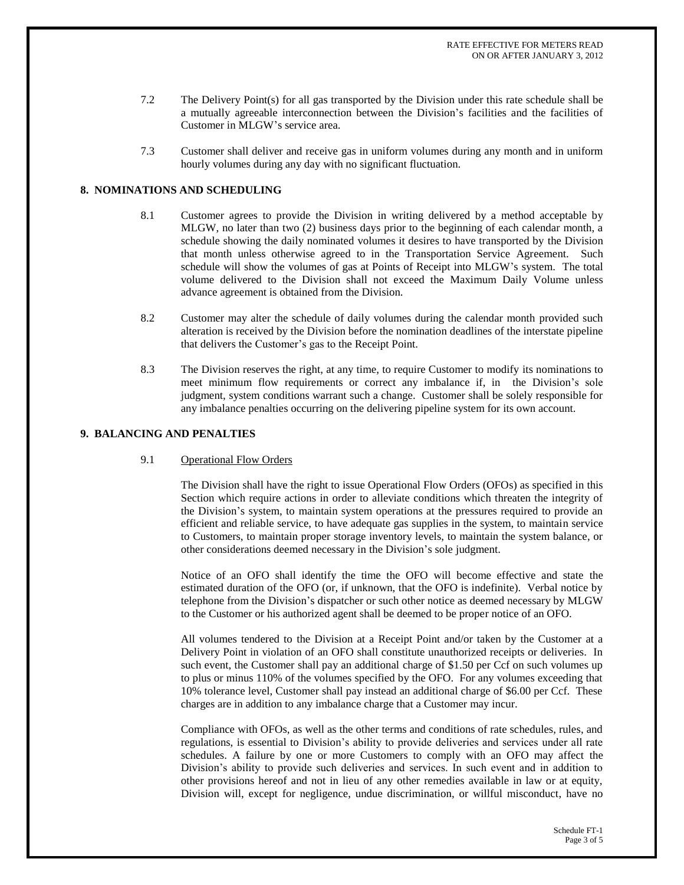7.2 The Delivery Point(s) for all gas transported by the Division under this rate schedule shall be a mutually agreeable interconnection between the Division's facilities and the facilities of Customer in MLGW's service area.

7.3 Customer shall deliver and receive gas in uniform volumes during any month and in uniform hourly volumes during any day with no significant fluctuation.

## 8. NOMINATIONS AND SCHEDULING

8.1 Customer agrees to provide the Division in writing delivered by a method acceptable by MLGW, no later than two (2) business days prior to the beginning of each calendar month, a schedule showing the daily nominated volumes it desires to have transported by the Division that month unless otherwise agreed to in the Transportation Service Agreement. Such schedule will show the volumes of gas at Points of Receipt into MLGW's system. The total volume delivered to the Division shall not exceed the Maximum Daily Volume unless advance agreement is obtained from the Division.

8.2 Customer may alter the schedule of daily volumes during the calendar month provided such alteration is received by the Division before the nomination deadlines of the interstate pipeline that delivers the Customer's gas to the Receipt Point.

8.3 The Division reserves the right, at any time, to require Customer to modify its nominations to meet minimum flow requirements or correct any imbalance if, in the Division's sole judgment, system conditions warrant such a change. Customer shall be solely responsible for any imbalance penalties occurring on the delivering pipeline system for its own account.

## 9. BALANCING AND PENALTIES

9.1 Operational Flow Orders

The Division shall have the right to issue Operational Flow Orders (OFOs) as specified in this Section which require actions in order to alleviate conditions which threaten the integrity of the Division's system, to maintain system operations at the pressures required to provide an efficient and reliable service, to have adequate gas supplies in the system, to maintain service to Customers, to maintain proper storage inventory levels, to maintain the system balance, or other considerations deemed necessary in the Division's sole judgment.

Notice of an OFO shall identify the time the OFO will become effective and state the estimated duration of the OFO (or, if unknown, that the OFO is indefinite). Verbal notice by telephone from the Division's dispatcher or such other notice as deemed necessary by MLGW to the Customer or his authorized agent shall be deemed to be proper notice of an OFO.

All volumes tendered to the Division at a Receipt Point and/or taken by the Customer at a Delivery Point in violation of an OFO shall constitute unauthorized receipts or deliveries. In such event, the Customer shall pay an additional charge of $1.50 per Ccf on such volumes up to plus or minus 110% of the volumes specified by the OFO. For any volumes exceeding that 10% tolerance level, Customer shall pay instead an additional charge of $6.00 per Ccf. These charges are in addition to any imbalance charge that a Customer may incur.

Compliance with OFOs, as well as the other terms and conditions of rate schedules, rules, and regulations, is essential to Division's ability to provide deliveries and services under all rate schedules. A failure by one or more Customers to comply with an OFO may affect the Division's ability to provide such deliveries and services. In such event and in addition to other provisions hereof and not in lieu of any other remedies available in law or at equity, Division will, except for negligence, undue discrimination, or willful misconduct, have no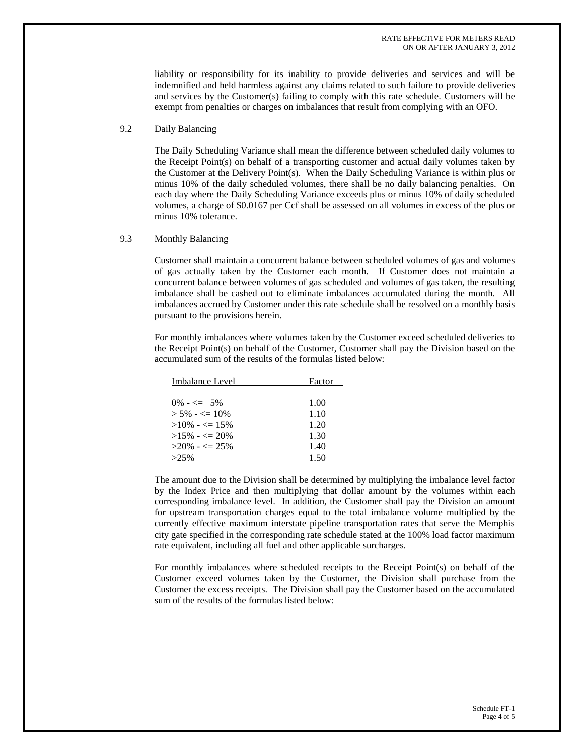liability or responsibility for its inability to provide deliveries and services and will be indemnified and held harmless against any claims related to such failure to provide deliveries and services by the Customer(s) failing to comply with this rate schedule. Customers will be exempt from penalties or charges on imbalances that result from complying with an OFO.

### 9.2 Daily Balancing

The Daily Scheduling Variance shall mean the difference between scheduled daily volumes to the Receipt Point(s) on behalf of a transporting customer and actual daily volumes taken by the Customer at the Delivery Point(s). When the Daily Scheduling Variance is within plus or minus 10% of the daily scheduled volumes, there shall be no daily balancing penalties. On each day where the Daily Scheduling Variance exceeds plus or minus 10% of daily scheduled volumes, a charge of $0.0167 per Ccf shall be assessed on all volumes in excess of the plus or minus 10% tolerance.

### 9.3 Monthly Balancing

Customer shall maintain a concurrent balance between scheduled volumes of gas and volumes of gas actually taken by the Customer each month. If Customer does not maintain a concurrent balance between volumes of gas scheduled and volumes of gas taken, the resulting imbalance shall be cashed out to eliminate imbalances accumulated during the month. All imbalances accrued by Customer under this rate schedule shall be resolved on a monthly basis pursuant to the provisions herein.

For monthly imbalances where volumes taken by the Customer exceed scheduled deliveries to the Receipt Point(s) on behalf of the Customer, Customer shall pay the Division based on the accumulated sum of the results of the formulas listed below:

| Imbalance Level | Factor |
|---|---|
| 0% - <= 5% | 1.00 |
| > 5% - <= 10% | 1.10 |
| >10% - <= 15% | 1.20 |
| >15% - <= 20% | 1.30 |
| >20% - <= 25% | 1.40 |
| >25% | 1.50 |

The amount due to the Division shall be determined by multiplying the imbalance level factor by the Index Price and then multiplying that dollar amount by the volumes within each corresponding imbalance level. In addition, the Customer shall pay the Division an amount for upstream transportation charges equal to the total imbalance volume multiplied by the currently effective maximum interstate pipeline transportation rates that serve the Memphis city gate specified in the corresponding rate schedule stated at the 100% load factor maximum rate equivalent, including all fuel and other applicable surcharges.

For monthly imbalances where scheduled receipts to the Receipt Point(s) on behalf of the Customer exceed volumes taken by the Customer, the Division shall purchase from the Customer the excess receipts. The Division shall pay the Customer based on the accumulated sum of the results of the formulas listed below: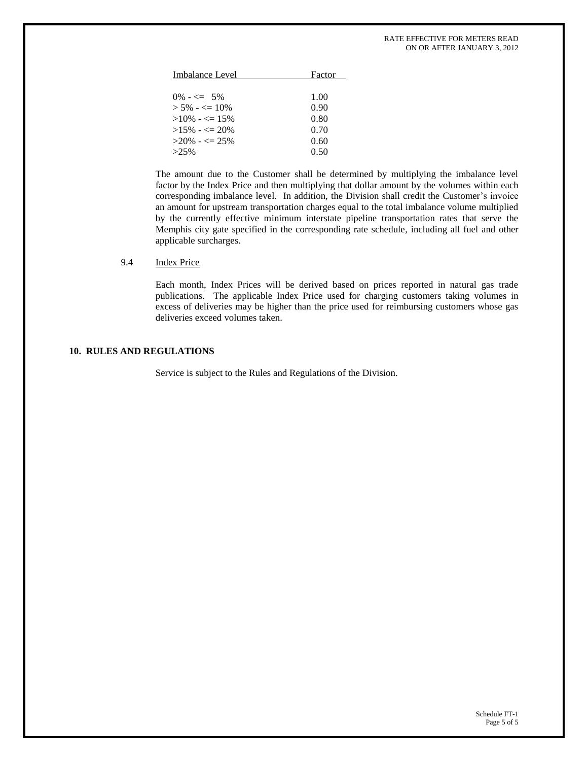| Imbalance Level | Factor |
|---|---|
| 0% - <= 5% | 1.00 |
| > 5% - <= 10% | 0.90 |
| >10% - <= 15% | 0.80 |
| >15% - <= 20% | 0.70 |
| >20% - <= 25% | 0.60 |
| >25% | 0.50 |

The amount due to the Customer shall be determined by multiplying the imbalance level factor by the Index Price and then multiplying that dollar amount by the volumes within each corresponding imbalance level. In addition, the Division shall credit the Customer's invoice an amount for upstream transportation charges equal to the total imbalance volume multiplied by the currently effective minimum interstate pipeline transportation rates that serve the Memphis city gate specified in the corresponding rate schedule, including all fuel and other applicable surcharges.

9.4 Index Price

Each month, Index Prices will be derived based on prices reported in natural gas trade publications. The applicable Index Price used for charging customers taking volumes in excess of deliveries may be higher than the price used for reimbursing customers whose gas deliveries exceed volumes taken.

## 10. RULES AND REGULATIONS

Service is subject to the Rules and Regulations of the Division.